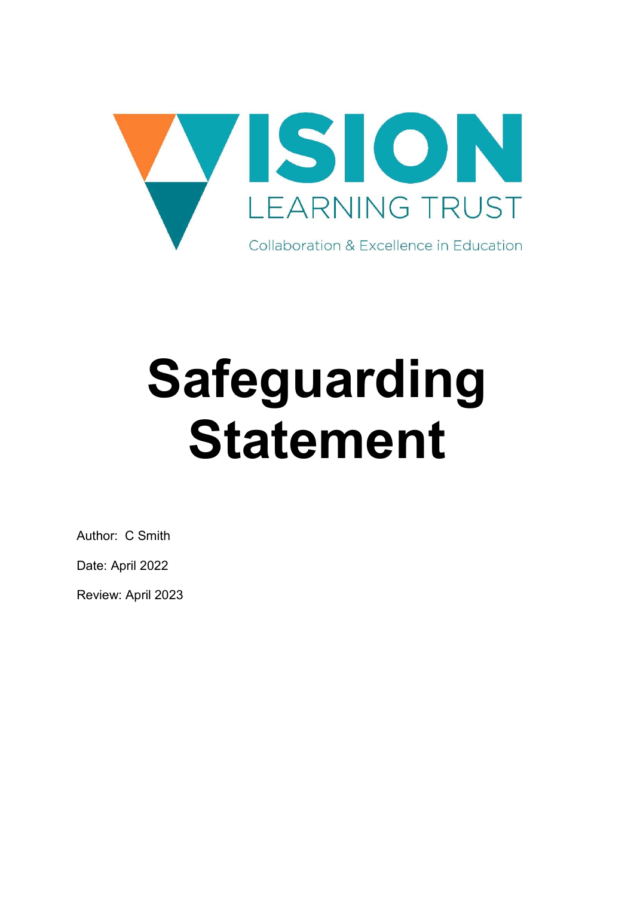VISION LEARNING TRUST

Collaboration & Excellence in Education

# Safeguarding Statement

Author: C Smith

Date: April 2022

Review: April 2023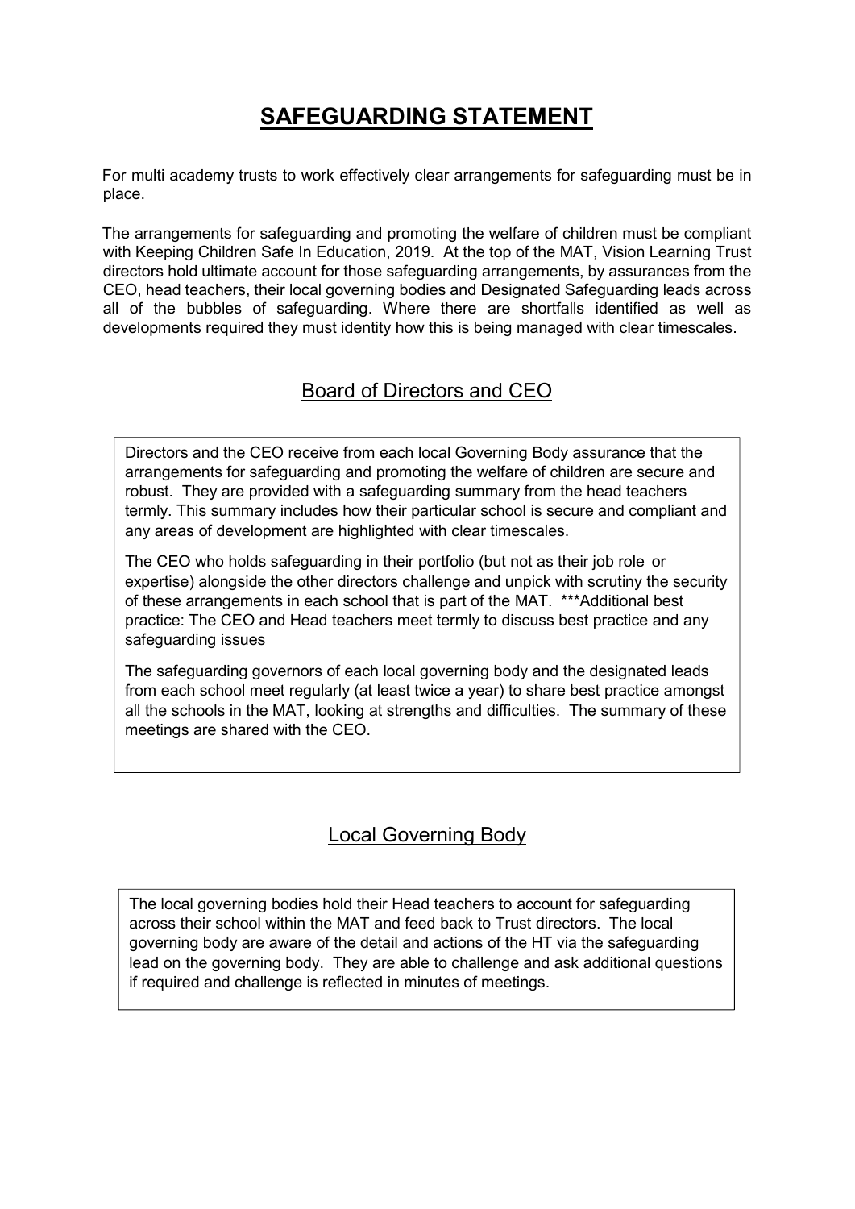# SAFEGUARDING STATEMENT

For multi academy trusts to work effectively clear arrangements for safeguarding must be in place.

The arrangements for safeguarding and promoting the welfare of children must be compliant with Keeping Children Safe In Education, 2019. At the top of the MAT, Vision Learning Trust directors hold ultimate account for those safeguarding arrangements, by assurances from the CEO, head teachers, their local governing bodies and Designated Safeguarding leads across all of the bubbles of safeguarding. Where there are shortfalls identified as well as developments required they must identity how this is being managed with clear timescales.

## Board of Directors and CEO

Directors and the CEO receive from each local Governing Body assurance that the arrangements for safeguarding and promoting the welfare of children are secure and robust. They are provided with a safeguarding summary from the head teachers termly. This summary includes how their particular school is secure and compliant and any areas of development are highlighted with clear timescales.

The CEO who holds safeguarding in their portfolio (but not as their job role or expertise) alongside the other directors challenge and unpick with scrutiny the security of these arrangements in each school that is part of the MAT. ***Additional best practice: The CEO and Head teachers meet termly to discuss best practice and any safeguarding issues

The safeguarding governors of each local governing body and the designated leads from each school meet regularly (at least twice a year) to share best practice amongst all the schools in the MAT, looking at strengths and difficulties. The summary of these meetings are shared with the CEO.

## Local Governing Body

The local governing bodies hold their Head teachers to account for safeguarding across their school within the MAT and feed back to Trust directors. The local governing body are aware of the detail and actions of the HT via the safeguarding lead on the governing body. They are able to challenge and ask additional questions if required and challenge is reflected in minutes of meetings.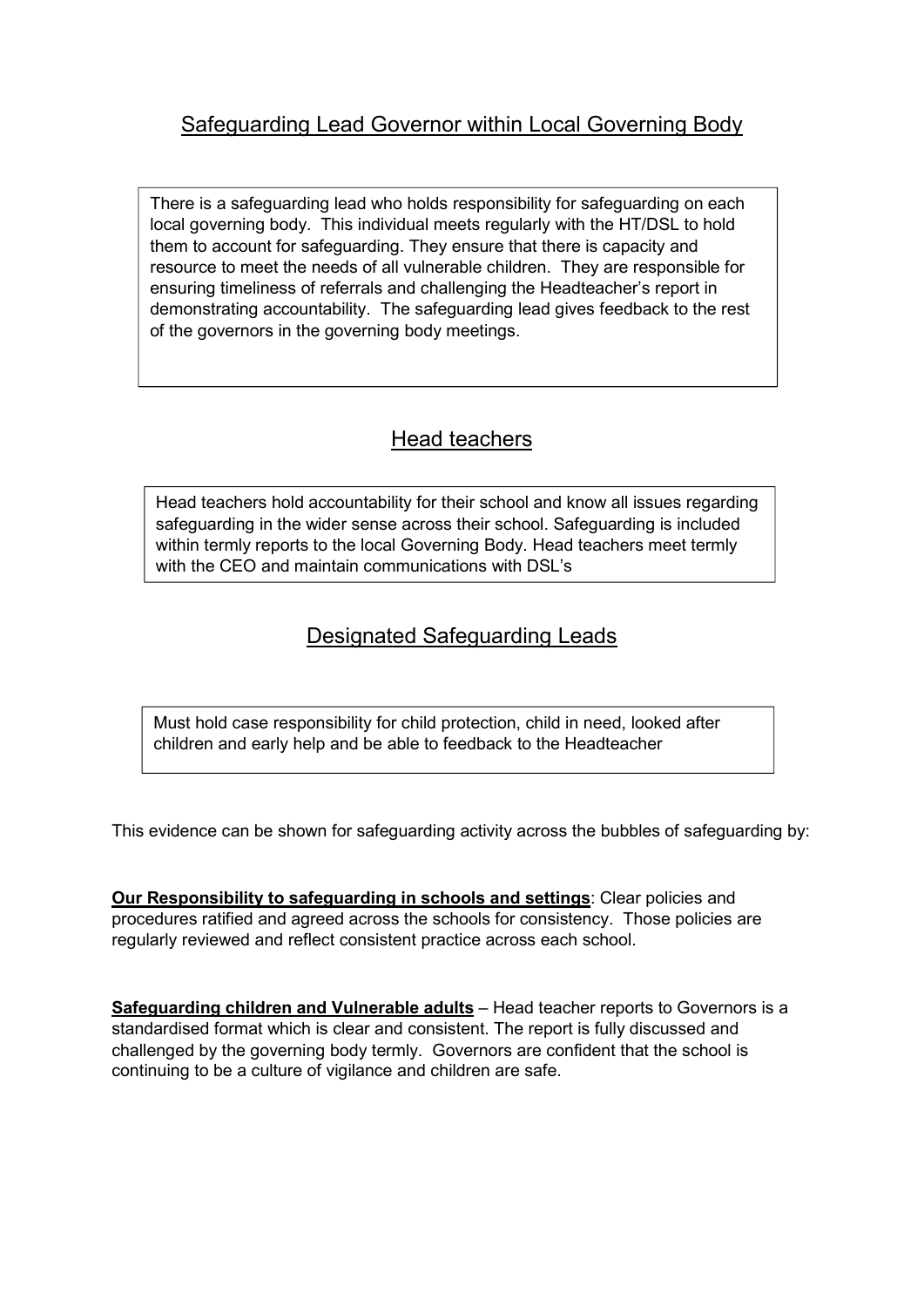## Safeguarding Lead Governor within Local Governing Body

There is a safeguarding lead who holds responsibility for safeguarding on each local governing body. This individual meets regularly with the HT/DSL to hold them to account for safeguarding. They ensure that there is capacity and resource to meet the needs of all vulnerable children. They are responsible for ensuring timeliness of referrals and challenging the Headteacher's report in demonstrating accountability. The safeguarding lead gives feedback to the rest of the governors in the governing body meetings.

## Head teachers

Head teachers hold accountability for their school and know all issues regarding safeguarding in the wider sense across their school. Safeguarding is included within termly reports to the local Governing Body. Head teachers meet termly with the CEO and maintain communications with DSL's

## Designated Safeguarding Leads

Must hold case responsibility for child protection, child in need, looked after children and early help and be able to feedback to the Headteacher

This evidence can be shown for safeguarding activity across the bubbles of safeguarding by:

**Our Responsibility to safeguarding in schools and settings**: Clear policies and procedures ratified and agreed across the schools for consistency. Those policies are regularly reviewed and reflect consistent practice across each school.

**Safeguarding children and Vulnerable adults** – Head teacher reports to Governors is a standardised format which is clear and consistent. The report is fully discussed and challenged by the governing body termly. Governors are confident that the school is continuing to be a culture of vigilance and children are safe.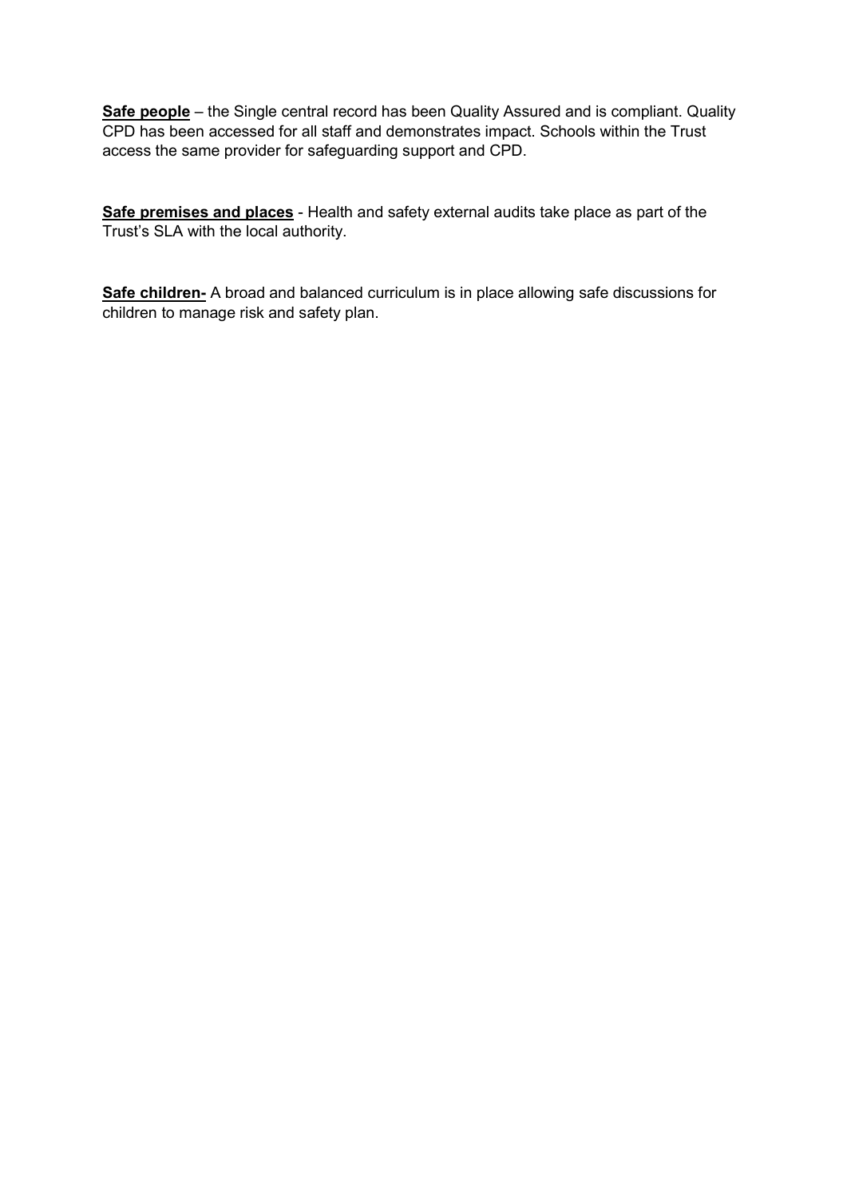**Safe people** – the Single central record has been Quality Assured and is compliant. Quality CPD has been accessed for all staff and demonstrates impact. Schools within the Trust access the same provider for safeguarding support and CPD.

**Safe premises and places** - Health and safety external audits take place as part of the Trust's SLA with the local authority.

**Safe children-** A broad and balanced curriculum is in place allowing safe discussions for children to manage risk and safety plan.